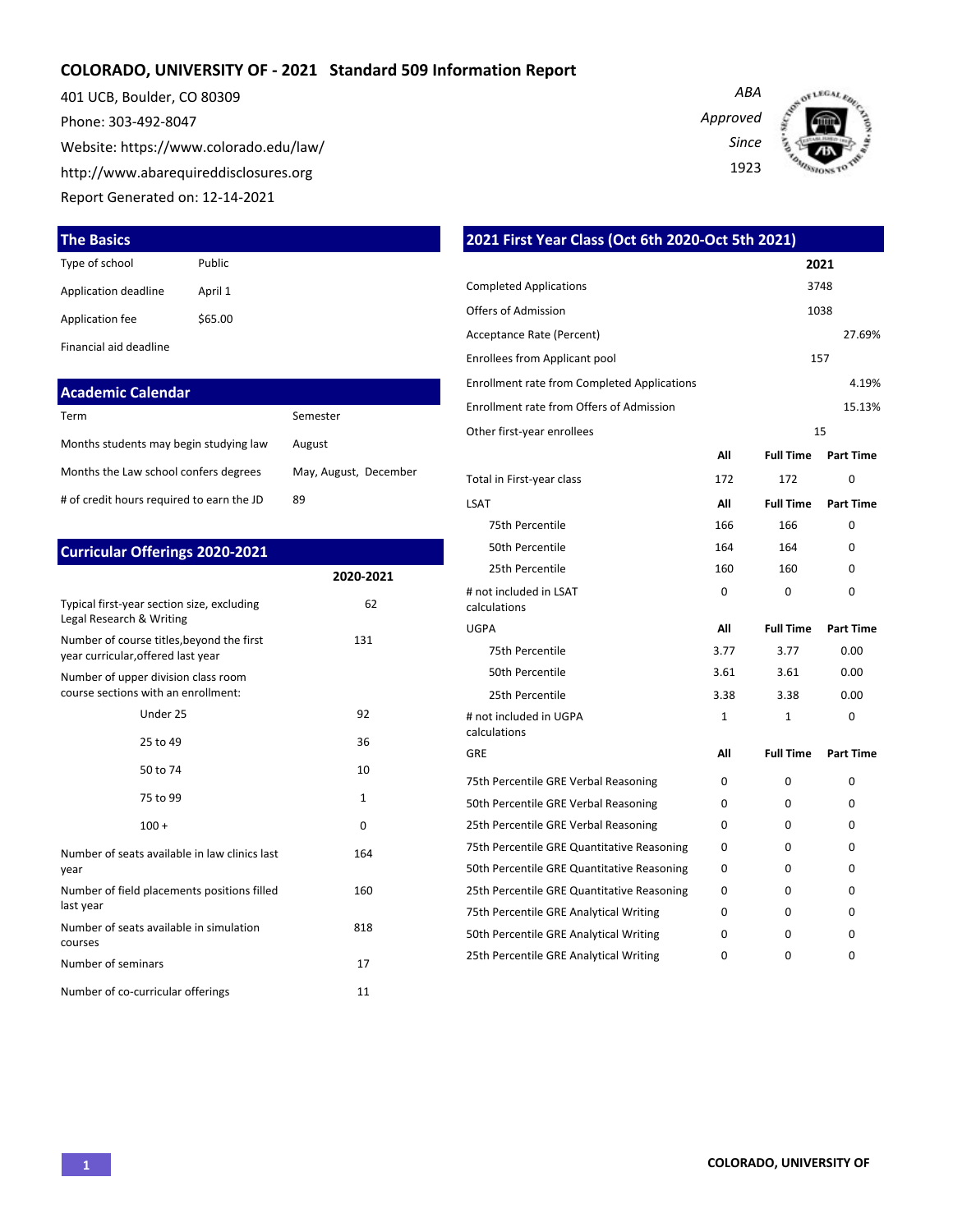# COLORADO, UNIVERSITY OF - 2021 Standard 509 Information Report

401 UCB, Boulder, CO 80309

Phone: 303-492-8047

Website: https://www.colorado.edu/law/

http://www.abarequireddisclosures.org

Report Generated on: 12-14-2021

*ABA Approved Since 1923*

## The Basics

| | |
|---|---|
| Type of school | Public |
| Application deadline | April 1 |
| Application fee | $65.00 |
| Financial aid deadline | |

## Academic Calendar

| | |
|---|---|
| Term | Semester |
| Months students may begin studying law | August |
| Months the Law school confers degrees | May, August, December |
| # of credit hours required to earn the JD | 89 |

## Curricular Offerings 2020-2021

| | 2020-2021 |
|---|---|
| Typical first-year section size, excluding Legal Research & Writing | 62 |
| Number of course titles,beyond the first year curricular,offered last year | 131 |
| Number of upper division class room course sections with an enrollment: | |
| Under 25 | 92 |
| 25 to 49 | 36 |
| 50 to 74 | 10 |
| 75 to 99 | 1 |
| 100 + | 0 |
| Number of seats available in law clinics last year | 164 |
| Number of field placements positions filled last year | 160 |
| Number of seats available in simulation courses | 818 |
| Number of seminars | 17 |
| Number of co-curricular offerings | 11 |

## 2021 First Year Class (Oct 6th 2020-Oct 5th 2021)

| | 2021 |
|---|---|
| Completed Applications | 3748 |
| Offers of Admission | 1038 |
| Acceptance Rate (Percent) | 27.69% |
| Enrollees from Applicant pool | 157 |
| Enrollment rate from Completed Applications | 4.19% |
| Enrollment rate from Offers of Admission | 15.13% |
| Other first-year enrollees | 15 |

| | All | Full Time | Part Time |
|---|---|---|---|
| Total in First-year class | 172 | 172 | 0 |
| **LSAT** | **All** | **Full Time** | **Part Time** |
| 75th Percentile | 166 | 166 | 0 |
| 50th Percentile | 164 | 164 | 0 |
| 25th Percentile | 160 | 160 | 0 |
| # not included in LSAT calculations | 0 | 0 | 0 |
| **UGPA** | **All** | **Full Time** | **Part Time** |
| 75th Percentile | 3.77 | 3.77 | 0.00 |
| 50th Percentile | 3.61 | 3.61 | 0.00 |
| 25th Percentile | 3.38 | 3.38 | 0.00 |
| # not included in UGPA calculations | 1 | 1 | 0 |
| **GRE** | **All** | **Full Time** | **Part Time** |
| 75th Percentile GRE Verbal Reasoning | 0 | 0 | 0 |
| 50th Percentile GRE Verbal Reasoning | 0 | 0 | 0 |
| 25th Percentile GRE Verbal Reasoning | 0 | 0 | 0 |
| 75th Percentile GRE Quantitative Reasoning | 0 | 0 | 0 |
| 50th Percentile GRE Quantitative Reasoning | 0 | 0 | 0 |
| 25th Percentile GRE Quantitative Reasoning | 0 | 0 | 0 |
| 75th Percentile GRE Analytical Writing | 0 | 0 | 0 |
| 50th Percentile GRE Analytical Writing | 0 | 0 | 0 |
| 25th Percentile GRE Analytical Writing | 0 | 0 | 0 |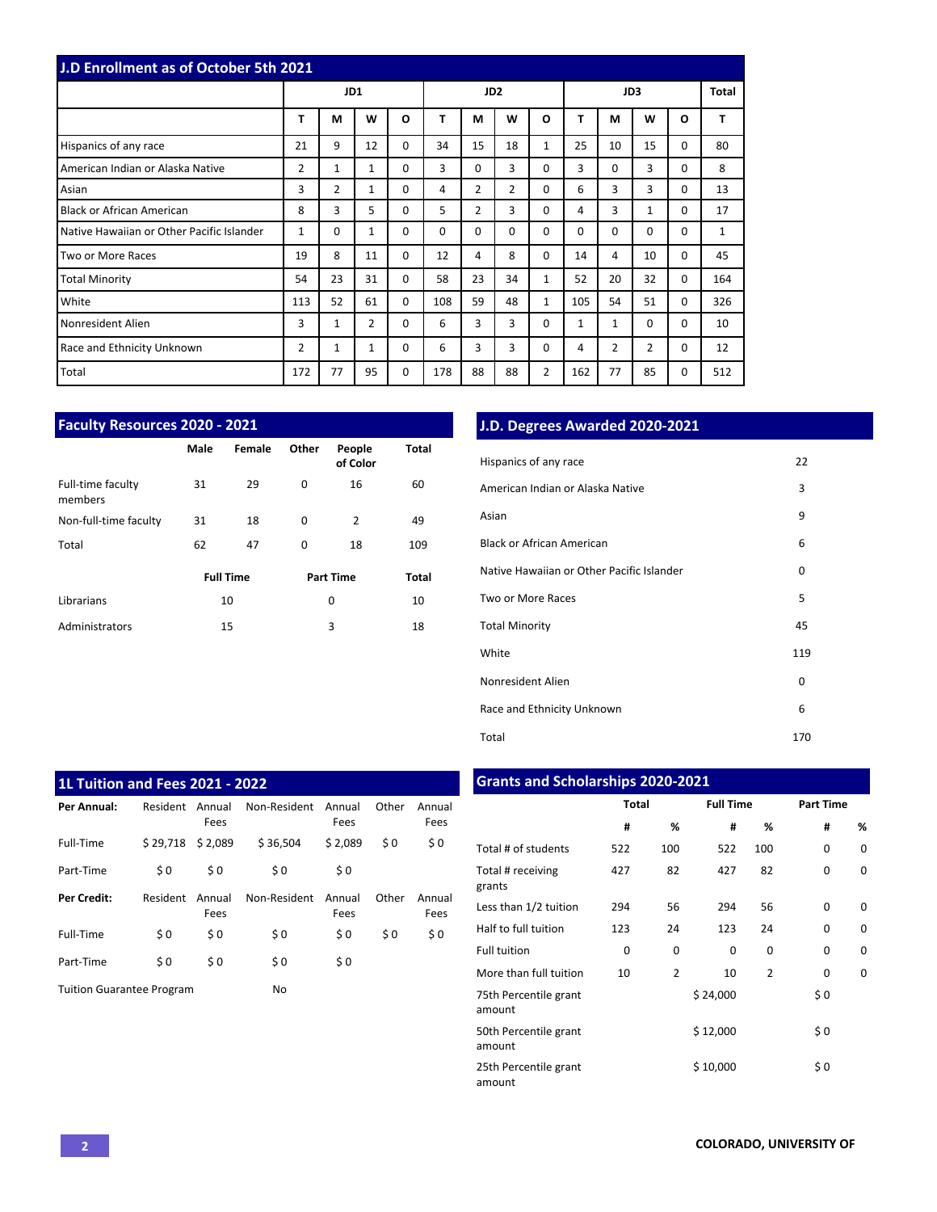## J.D Enrollment as of October 5th 2021

| | JD1 | | | | JD2 | | | | JD3 | | | | Total |
|---|---|---|---|---|---|---|---|---|---|---|---|---|---|
| | T | M | W | O | T | M | W | O | T | M | W | O | T |
| Hispanics of any race | 21 | 9 | 12 | 0 | 34 | 15 | 18 | 1 | 25 | 10 | 15 | 0 | 80 |
| American Indian or Alaska Native | 2 | 1 | 1 | 0 | 3 | 0 | 3 | 0 | 3 | 0 | 3 | 0 | 8 |
| Asian | 3 | 2 | 1 | 0 | 4 | 2 | 2 | 0 | 6 | 3 | 3 | 0 | 13 |
| Black or African American | 8 | 3 | 5 | 0 | 5 | 2 | 3 | 0 | 4 | 3 | 1 | 0 | 17 |
| Native Hawaiian or Other Pacific Islander | 1 | 0 | 1 | 0 | 0 | 0 | 0 | 0 | 0 | 0 | 0 | 0 | 1 |
| Two or More Races | 19 | 8 | 11 | 0 | 12 | 4 | 8 | 0 | 14 | 4 | 10 | 0 | 45 |
| Total Minority | 54 | 23 | 31 | 0 | 58 | 23 | 34 | 1 | 52 | 20 | 32 | 0 | 164 |
| White | 113 | 52 | 61 | 0 | 108 | 59 | 48 | 1 | 105 | 54 | 51 | 0 | 326 |
| Nonresident Alien | 3 | 1 | 2 | 0 | 6 | 3 | 3 | 0 | 1 | 1 | 0 | 0 | 10 |
| Race and Ethnicity Unknown | 2 | 1 | 1 | 0 | 6 | 3 | 3 | 0 | 4 | 2 | 2 | 0 | 12 |
| Total | 172 | 77 | 95 | 0 | 178 | 88 | 88 | 2 | 162 | 77 | 85 | 0 | 512 |

## Faculty Resources 2020 - 2021

| | Male | Female | Other | People of Color | Total |
|---|---|---|---|---|---|
| Full-time faculty members | 31 | 29 | 0 | 16 | 60 |
| Non-full-time faculty | 31 | 18 | 0 | 2 | 49 |
| Total | 62 | 47 | 0 | 18 | 109 |

| | Full Time | Part Time | Total |
|---|---|---|---|
| Librarians | 10 | 0 | 10 |
| Administrators | 15 | 3 | 18 |

## J.D. Degrees Awarded 2020-2021

| | |
|---|---|
| Hispanics of any race | 22 |
| American Indian or Alaska Native | 3 |
| Asian | 9 |
| Black or African American | 6 |
| Native Hawaiian or Other Pacific Islander | 0 |
| Two or More Races | 5 |
| Total Minority | 45 |
| White | 119 |
| Nonresident Alien | 0 |
| Race and Ethnicity Unknown | 6 |
| Total | 170 |

## 1L Tuition and Fees 2021 - 2022

| **Per Annual:** | Resident | Annual Fees | Non-Resident | Annual Fees | Other | Annual Fees |
|---|---|---|---|---|---|---|
| Full-Time | $ 29,718 | $ 2,089 | $ 36,504 | $ 2,089 | $ 0 | $ 0 |
| Part-Time | $ 0 | $ 0 | $ 0 | $ 0 | | |
| **Per Credit:** | Resident | Annual Fees | Non-Resident | Annual Fees | Other | Annual Fees |
| Full-Time | $ 0 | $ 0 | $ 0 | $ 0 | $ 0 | $ 0 |
| Part-Time | $ 0 | $ 0 | $ 0 | $ 0 | | |

Tuition Guarantee Program: No

## Grants and Scholarships 2020-2021

| | Total | | Full Time | | Part Time | |
|---|---|---|---|---|---|---|
| | # | % | # | % | # | % |
| Total # of students | 522 | 100 | 522 | 100 | 0 | 0 |
| Total # receiving grants | 427 | 82 | 427 | 82 | 0 | 0 |
| Less than 1/2 tuition | 294 | 56 | 294 | 56 | 0 | 0 |
| Half to full tuition | 123 | 24 | 123 | 24 | 0 | 0 |
| Full tuition | 0 | 0 | 0 | 0 | 0 | 0 |
| More than full tuition | 10 | 2 | 10 | 2 | 0 | 0 |
| 75th Percentile grant amount | | | $ 24,000 | | $ 0 | |
| 50th Percentile grant amount | | | $ 12,000 | | $ 0 | |
| 25th Percentile grant amount | | | $ 10,000 | | $ 0 | |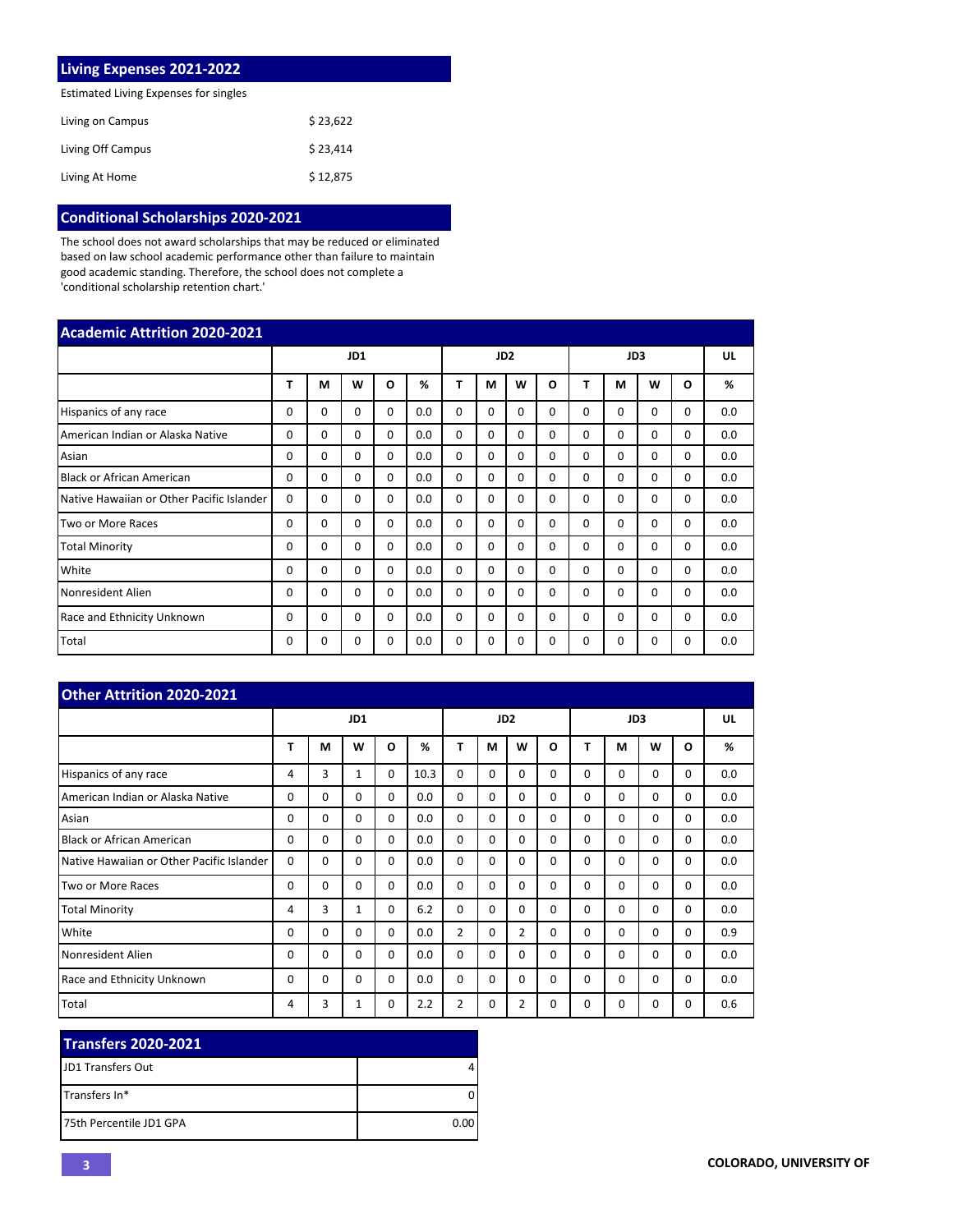## Living Expenses 2021-2022

Estimated Living Expenses for singles

| | |
|---|---|
| Living on Campus | $ 23,622 |
| Living Off Campus | $ 23,414 |
| Living At Home | $ 12,875 |

## Conditional Scholarships 2020-2021

The school does not award scholarships that may be reduced or eliminated based on law school academic performance other than failure to maintain good academic standing. Therefore, the school does not complete a 'conditional scholarship retention chart.'

## Academic Attrition 2020-2021

| | JD1 | | | | | JD2 | | | | JD3 | | | | UL |
|---|---|---|---|---|---|---|---|---|---|---|---|---|---|---|
| | T | M | W | O | % | T | M | W | O | T | M | W | O | % |
| Hispanics of any race | 0 | 0 | 0 | 0 | 0.0 | 0 | 0 | 0 | 0 | 0 | 0 | 0 | 0 | 0.0 |
| American Indian or Alaska Native | 0 | 0 | 0 | 0 | 0.0 | 0 | 0 | 0 | 0 | 0 | 0 | 0 | 0 | 0.0 |
| Asian | 0 | 0 | 0 | 0 | 0.0 | 0 | 0 | 0 | 0 | 0 | 0 | 0 | 0 | 0.0 |
| Black or African American | 0 | 0 | 0 | 0 | 0.0 | 0 | 0 | 0 | 0 | 0 | 0 | 0 | 0 | 0.0 |
| Native Hawaiian or Other Pacific Islander | 0 | 0 | 0 | 0 | 0.0 | 0 | 0 | 0 | 0 | 0 | 0 | 0 | 0 | 0.0 |
| Two or More Races | 0 | 0 | 0 | 0 | 0.0 | 0 | 0 | 0 | 0 | 0 | 0 | 0 | 0 | 0.0 |
| Total Minority | 0 | 0 | 0 | 0 | 0.0 | 0 | 0 | 0 | 0 | 0 | 0 | 0 | 0 | 0.0 |
| White | 0 | 0 | 0 | 0 | 0.0 | 0 | 0 | 0 | 0 | 0 | 0 | 0 | 0 | 0.0 |
| Nonresident Alien | 0 | 0 | 0 | 0 | 0.0 | 0 | 0 | 0 | 0 | 0 | 0 | 0 | 0 | 0.0 |
| Race and Ethnicity Unknown | 0 | 0 | 0 | 0 | 0.0 | 0 | 0 | 0 | 0 | 0 | 0 | 0 | 0 | 0.0 |
| Total | 0 | 0 | 0 | 0 | 0.0 | 0 | 0 | 0 | 0 | 0 | 0 | 0 | 0 | 0.0 |

## Other Attrition 2020-2021

| | JD1 | | | | | JD2 | | | | JD3 | | | | UL |
|---|---|---|---|---|---|---|---|---|---|---|---|---|---|---|
| | T | M | W | O | % | T | M | W | O | T | M | W | O | % |
| Hispanics of any race | 4 | 3 | 1 | 0 | 10.3 | 0 | 0 | 0 | 0 | 0 | 0 | 0 | 0 | 0.0 |
| American Indian or Alaska Native | 0 | 0 | 0 | 0 | 0.0 | 0 | 0 | 0 | 0 | 0 | 0 | 0 | 0 | 0.0 |
| Asian | 0 | 0 | 0 | 0 | 0.0 | 0 | 0 | 0 | 0 | 0 | 0 | 0 | 0 | 0.0 |
| Black or African American | 0 | 0 | 0 | 0 | 0.0 | 0 | 0 | 0 | 0 | 0 | 0 | 0 | 0 | 0.0 |
| Native Hawaiian or Other Pacific Islander | 0 | 0 | 0 | 0 | 0.0 | 0 | 0 | 0 | 0 | 0 | 0 | 0 | 0 | 0.0 |
| Two or More Races | 0 | 0 | 0 | 0 | 0.0 | 0 | 0 | 0 | 0 | 0 | 0 | 0 | 0 | 0.0 |
| Total Minority | 4 | 3 | 1 | 0 | 6.2 | 0 | 0 | 0 | 0 | 0 | 0 | 0 | 0 | 0.0 |
| White | 0 | 0 | 0 | 0 | 0.0 | 2 | 0 | 2 | 0 | 0 | 0 | 0 | 0 | 0.9 |
| Nonresident Alien | 0 | 0 | 0 | 0 | 0.0 | 0 | 0 | 0 | 0 | 0 | 0 | 0 | 0 | 0.0 |
| Race and Ethnicity Unknown | 0 | 0 | 0 | 0 | 0.0 | 0 | 0 | 0 | 0 | 0 | 0 | 0 | 0 | 0.0 |
| Total | 4 | 3 | 1 | 0 | 2.2 | 2 | 0 | 2 | 0 | 0 | 0 | 0 | 0 | 0.6 |

## Transfers 2020-2021

| | |
|---|---|
| JD1 Transfers Out | 4 |
| Transfers In* | 0 |
| 75th Percentile JD1 GPA | 0.00 |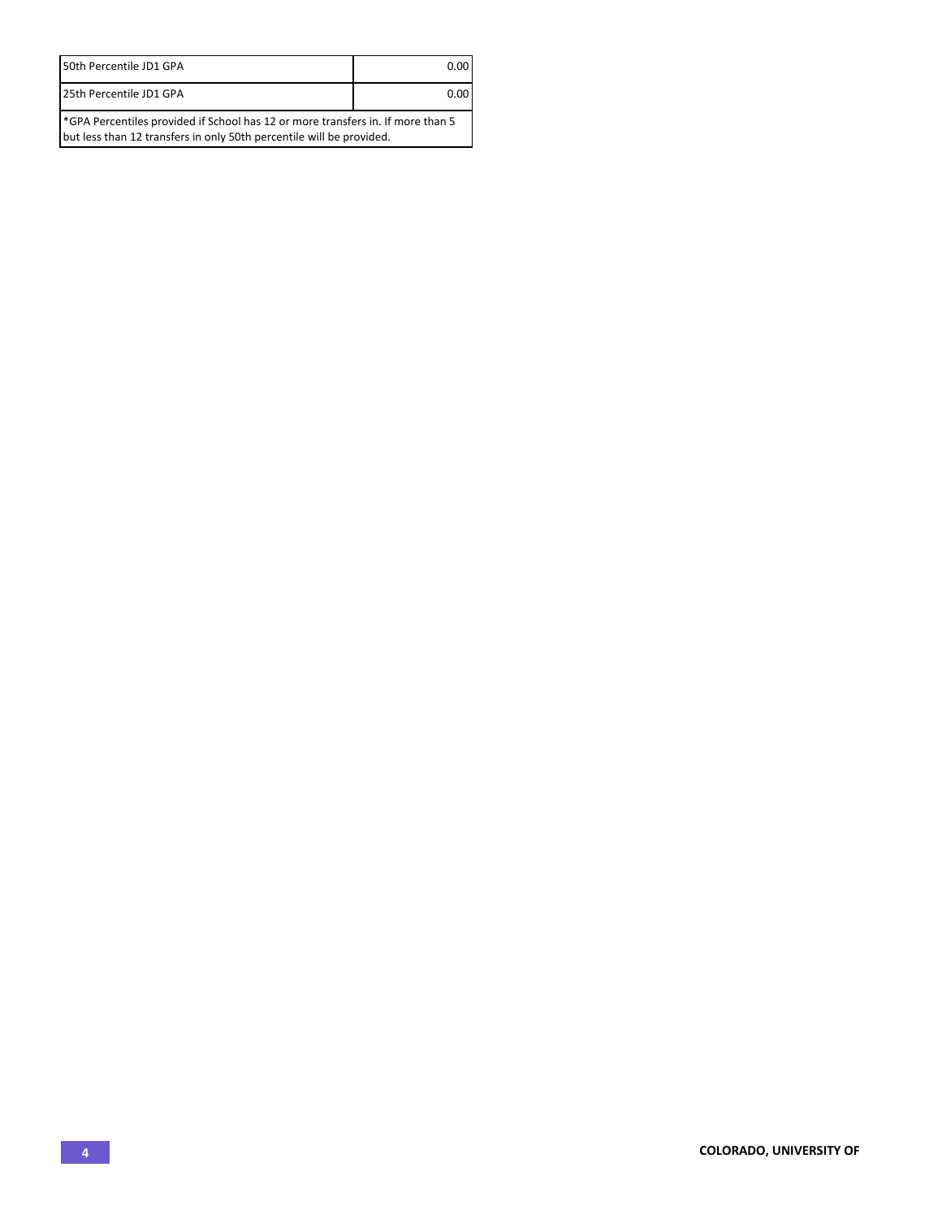| | |
|---|---|
| 50th Percentile JD1 GPA | 0.00 |
| 25th Percentile JD1 GPA | 0.00 |
| *GPA Percentiles provided if School has 12 or more transfers in. If more than 5 but less than 12 transfers in only 50th percentile will be provided. | |